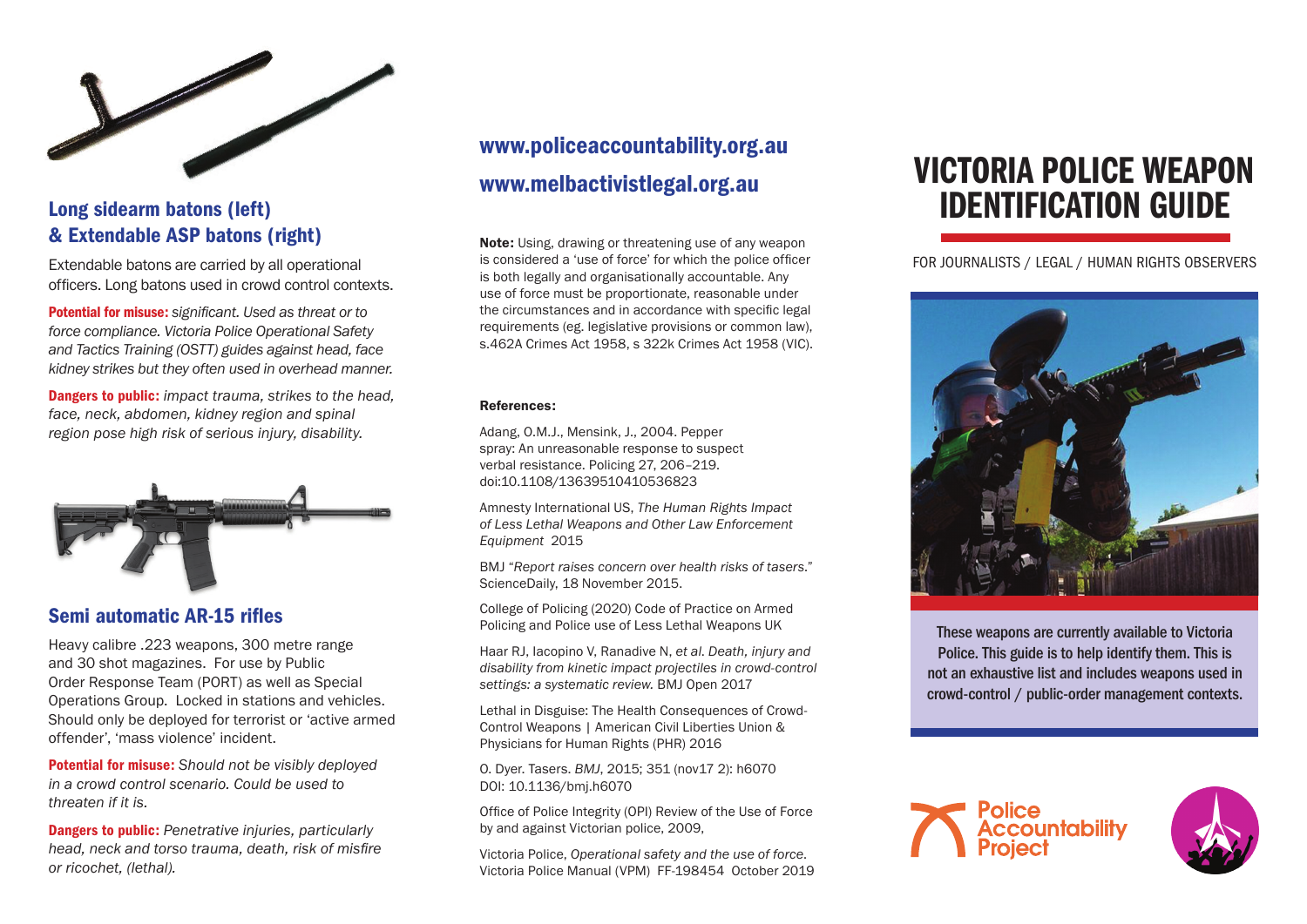## Long sidearm batons (left) & Extendable ASP batons (right)

Extendable batons are carried by all operational officers. Long batons used in crowd control contexts.

**Potential for misuse:** *significant. Used as threat or to force compliance. Victoria Police Operational Safety and Tactics Training (OSTT) guides against head, face kidney strikes but they often used in overhead manner.*

**Dangers to public:** *impact trauma, strikes to the head, face, neck, abdomen, kidney region and spinal region pose high risk of serious injury, disability.*

## Semi automatic AR-15 rifles

Heavy calibre .223 weapons, 300 metre range and 30 shot magazines. For use by Public Order Response Team (PORT) as well as Special Operations Group. Locked in stations and vehicles. Should only be deployed for terrorist or 'active armed offender', 'mass violence' incident.

**Potential for misuse:** *Should not be visibly deployed in a crowd control scenario. Could be used to threaten if it is.*

**Dangers to public:** *Penetrative injuries, particularly head, neck and torso trauma, death, risk of misfire or ricochet, (lethal).*

## www.policeaccountability.org.au
## www.melbactivistlegal.org.au

**Note:** Using, drawing or threatening use of any weapon is considered a 'use of force' for which the police officer is both legally and organisationally accountable. Any use of force must be proportionate, reasonable under the circumstances and in accordance with specific legal requirements (eg. legislative provisions or common law), s.462A Crimes Act 1958, s 322k Crimes Act 1958 (VIC).

**References:**

Adang, O.M.J., Mensink, J., 2004. Pepper spray: An unreasonable response to suspect verbal resistance. Policing 27, 206–219. doi:10.1108/13639510410536823

Amnesty International US, *The Human Rights Impact of Less Lethal Weapons and Other Law Enforcement Equipment* 2015

BMJ "*Report raises concern over health risks of tasers*." ScienceDaily, 18 November 2015.

College of Policing (2020) Code of Practice on Armed Policing and Police use of Less Lethal Weapons UK

Haar RJ, Iacopino V, Ranadive N, *et al. Death, injury and disability from kinetic impact projectiles in crowd-control settings: a systematic review.* BMJ Open 2017

Lethal in Disguise: The Health Consequences of Crowd-Control Weapons | American Civil Liberties Union & Physicians for Human Rights (PHR) 2016

O. Dyer. Tasers. *BMJ*, 2015; 351 (nov17 2): h6070 DOI: 10.1136/bmj.h6070

Office of Police Integrity (OPI) Review of the Use of Force by and against Victorian police, 2009,

Victoria Police, *Operational safety and the use of force.* Victoria Police Manual (VPM) FF-198454 October 2019

# VICTORIA POLICE WEAPON IDENTIFICATION GUIDE

FOR JOURNALISTS / LEGAL / HUMAN RIGHTS OBSERVERS

These weapons are currently available to Victoria Police. This guide is to help identify them. This is not an exhaustive list and includes weapons used in crowd-control / public-order management contexts.

Police Accountability Project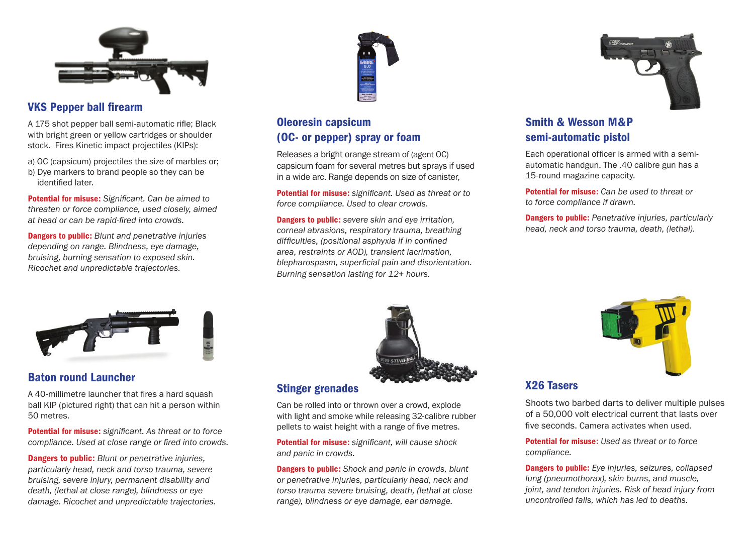## VKS Pepper ball firearm

A 175 shot pepper ball semi-automatic rifle; Black with bright green or yellow cartridges or shoulder stock. Fires Kinetic impact projectiles (KIPs):

a) OC (capsicum) projectiles the size of marbles or;
b) Dye markers to brand people so they can be identified later.

**Potential for misuse:** *Significant. Can be aimed to threaten or force compliance, used closely, aimed at head or can be rapid-fired into crowds.*

**Dangers to public:** *Blunt and penetrative injuries depending on range. Blindness, eye damage, bruising, burning sensation to exposed skin. Ricochet and unpredictable trajectories.*

## Oleoresin capsicum (OC- or pepper) spray or foam

Releases a bright orange stream of (agent OC) capsicum foam for several metres but sprays if used in a wide arc. Range depends on size of canister,

**Potential for misuse:** *significant. Used as threat or to force compliance. Used to clear crowds.*

**Dangers to public:** *severe skin and eye irritation, corneal abrasions, respiratory trauma, breathing difficulties, (positional asphyxia if in confined area, restraints or AOD), transient lacrimation, blepharospasm, superficial pain and disorientation. Burning sensation lasting for 12+ hours.*

## Smith & Wesson M&P semi-automatic pistol

Each operational officer is armed with a semi-automatic handgun. The .40 calibre gun has a 15-round magazine capacity.

**Potential for misuse:** *Can be used to threat or to force compliance if drawn.*

**Dangers to public:** *Penetrative injuries, particularly head, neck and torso trauma, death, (lethal).*

## Baton round Launcher

A 40-millimetre launcher that fires a hard squash ball KIP (pictured right) that can hit a person within 50 metres.

**Potential for misuse:** *significant. As threat or to force compliance. Used at close range or fired into crowds.*

**Dangers to public:** *Blunt or penetrative injuries, particularly head, neck and torso trauma, severe bruising, severe injury, permanent disability and death, (lethal at close range), blindness or eye damage. Ricochet and unpredictable trajectories.*

## Stinger grenades

Can be rolled into or thrown over a crowd, explode with light and smoke while releasing 32-calibre rubber pellets to waist height with a range of five metres.

**Potential for misuse:** *significant, will cause shock and panic in crowds.*

**Dangers to public:** *Shock and panic in crowds, blunt or penetrative injuries, particularly head, neck and torso trauma severe bruising, death, (lethal at close range), blindness or eye damage, ear damage.*

## X26 Tasers

Shoots two barbed darts to deliver multiple pulses of a 50,000 volt electrical current that lasts over five seconds. Camera activates when used.

**Potential for misuse:** *Used as threat or to force compliance.*

**Dangers to public:** *Eye injuries, seizures, collapsed lung (pneumothorax), skin burns, and muscle, joint, and tendon injuries. Risk of head injury from uncontrolled falls, which has led to deaths.*